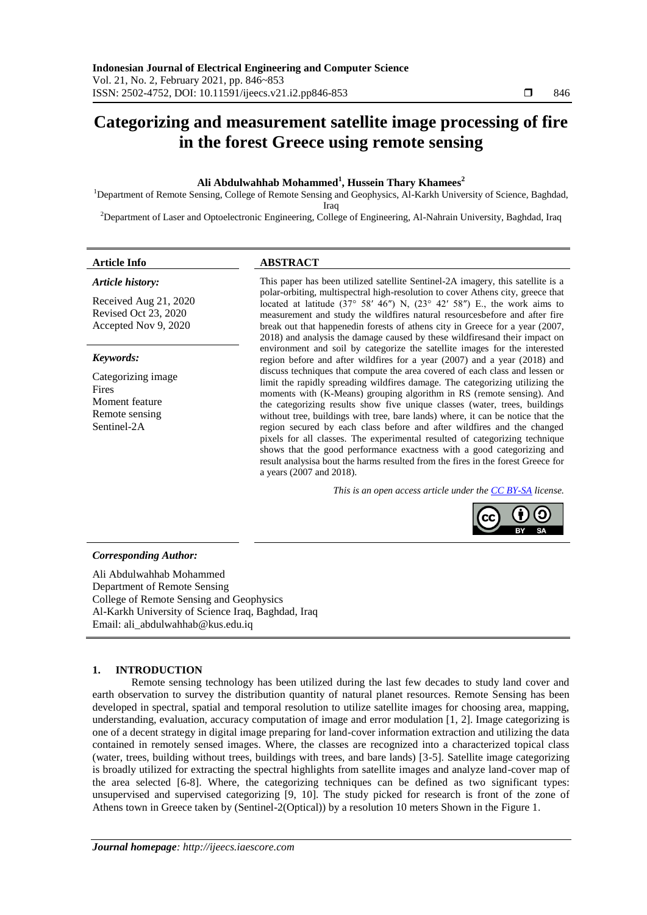# Categorizing and measurement satellite image processing of fire in the forest Greece using remote sensing

**Ali Abdulwahhab Mohammed[1], Hussein Thary Khamees[2]**

[1]Department of Remote Sensing, College of Remote Sensing and Geophysics, Al-Karkh University of Science, Baghdad, Iraq

[2]Department of Laser and Optoelectronic Engineering, College of Engineering, Al-Nahrain University, Baghdad, Iraq

**Article Info**

***Article history:***

Received Aug 21, 2020
Revised Oct 23, 2020
Accepted Nov 9, 2020

***Keywords:***

Categorizing image
Fires
Moment feature
Remote sensing
Sentinel-2A

**ABSTRACT**

This paper has been utilized satellite Sentinel-2A imagery, this satellite is a polar-orbiting, multispectral high-resolution to cover Athens city, greece that located at latitude (37° 58′ 46″) N, (23° 42′ 58″) E., the work aims to measurement and study the wildfires natural resourcesbefore and after fire break out that happenedin forests of athens city in Greece for a year (2007, 2018) and analysis the damage caused by these wildfiresand their impact on environment and soil by categorize the satellite images for the interested region before and after wildfires for a year (2007) and a year (2018) and discuss techniques that compute the area covered of each class and lessen or limit the rapidly spreading wildfires damage. The categorizing utilizing the moments with (K-Means) grouping algorithm in RS (remote sensing). And the categorizing results show five unique classes (water, trees, buildings without tree, buildings with tree, bare lands) where, it can be notice that the region secured by each class before and after wildfires and the changed pixels for all classes. The experimental resulted of categorizing technique shows that the good performance exactness with a good categorizing and result analysisa bout the harms resulted from the fires in the forest Greece for a years (2007 and 2018).

*This is an open access article under the CC BY-SA license.*

***Corresponding Author:***

Ali Abdulwahhab Mohammed
Department of Remote Sensing
College of Remote Sensing and Geophysics
Al-Karkh University of Science Iraq, Baghdad, Iraq
Email: ali_abdulwahhab@kus.edu.iq

## 1. INTRODUCTION

Remote sensing technology has been utilized during the last few decades to study land cover and earth observation to survey the distribution quantity of natural planet resources. Remote Sensing has been developed in spectral, spatial and temporal resolution to utilize satellite images for choosing area, mapping, understanding, evaluation, accuracy computation of image and error modulation [1, 2]. Image categorizing is one of a decent strategy in digital image preparing for land-cover information extraction and utilizing the data contained in remotely sensed images. Where, the classes are recognized into a characterized topical class (water, trees, building without trees, buildings with trees, and bare lands) [3-5]. Satellite image categorizing is broadly utilized for extracting the spectral highlights from satellite images and analyze land-cover map of the area selected [6-8]. Where, the categorizing techniques can be defined as two significant types: unsupervised and supervised categorizing [9, 10]. The study picked for research is front of the zone of Athens town in Greece taken by (Sentinel-2(Optical)) by a resolution 10 meters Shown in the Figure 1.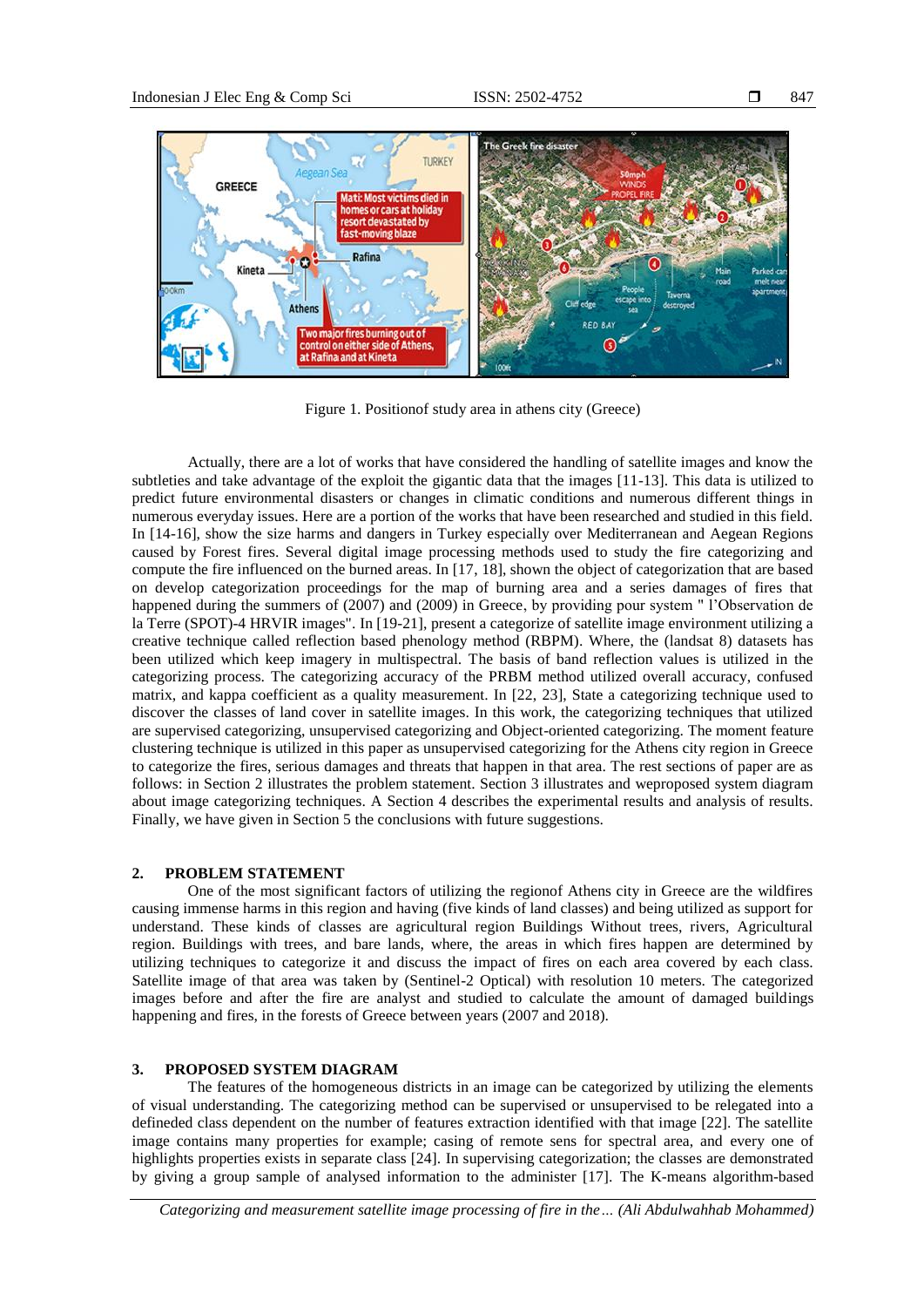Figure 1. Positionof study area in athens city (Greece)

Actually, there are a lot of works that have considered the handling of satellite images and know the subtleties and take advantage of the exploit the gigantic data that the images [11-13]. This data is utilized to predict future environmental disasters or changes in climatic conditions and numerous different things in numerous everyday issues. Here are a portion of the works that have been researched and studied in this field. In [14-16], show the size harms and dangers in Turkey especially over Mediterranean and Aegean Regions caused by Forest fires. Several digital image processing methods used to study the fire categorizing and compute the fire influenced on the burned areas. In [17, 18], shown the object of categorization that are based on develop categorization proceedings for the map of burning area and a series damages of fires that happened during the summers of (2007) and (2009) in Greece, by providing pour system " l'Observation de la Terre (SPOT)-4 HRVIR images". In [19-21], present a categorize of satellite image environment utilizing a creative technique called reflection based phenology method (RBPM). Where, the (landsat 8) datasets has been utilized which keep imagery in multispectral. The basis of band reflection values is utilized in the categorizing process. The categorizing accuracy of the PRBM method utilized overall accuracy, confused matrix, and kappa coefficient as a quality measurement. In [22, 23], State a categorizing technique used to discover the classes of land cover in satellite images. In this work, the categorizing techniques that utilized are supervised categorizing, unsupervised categorizing and Object-oriented categorizing. The moment feature clustering technique is utilized in this paper as unsupervised categorizing for the Athens city region in Greece to categorize the fires, serious damages and threats that happen in that area. The rest sections of paper are as follows: in Section 2 illustrates the problem statement. Section 3 illustrates and weproposed system diagram about image categorizing techniques. A Section 4 describes the experimental results and analysis of results. Finally, we have given in Section 5 the conclusions with future suggestions.

## 2. PROBLEM STATEMENT

One of the most significant factors of utilizing the regionof Athens city in Greece are the wildfires causing immense harms in this region and having (five kinds of land classes) and being utilized as support for understand. These kinds of classes are agricultural region Buildings Without trees, rivers, Agricultural region. Buildings with trees, and bare lands, where, the areas in which fires happen are determined by utilizing techniques to categorize it and discuss the impact of fires on each area covered by each class. Satellite image of that area was taken by (Sentinel-2 Optical) with resolution 10 meters. The categorized images before and after the fire are analyst and studied to calculate the amount of damaged buildings happening and fires, in the forests of Greece between years (2007 and 2018).

## 3. PROPOSED SYSTEM DIAGRAM

The features of the homogeneous districts in an image can be categorized by utilizing the elements of visual understanding. The categorizing method can be supervised or unsupervised to be relegated into a defineded class dependent on the number of features extraction identified with that image [22]. The satellite image contains many properties for example; casing of remote sens for spectral area, and every one of highlights properties exists in separate class [24]. In supervising categorization; the classes are demonstrated by giving a group sample of analysed information to the administer [17]. The K-means algorithm-based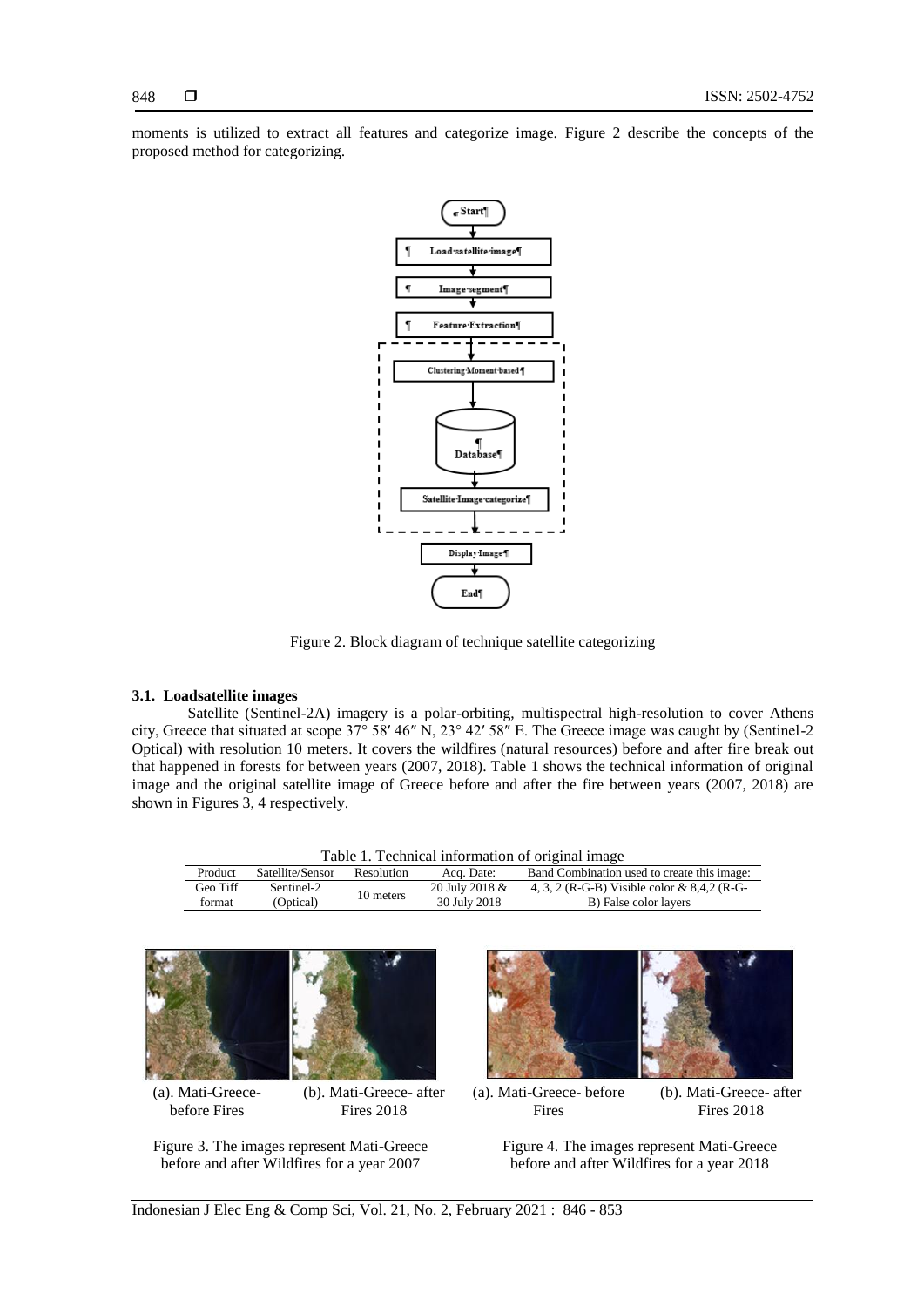moments is utilized to extract all features and categorize image. Figure 2 describe the concepts of the proposed method for categorizing.

Figure 2. Block diagram of technique satellite categorizing

### 3.1. Loadsatellite images

Satellite (Sentinel-2A) imagery is a polar-orbiting, multispectral high-resolution to cover Athens city, Greece that situated at scope 37° 58′ 46″ N, 23° 42′ 58″ E. The Greece image was caught by (Sentinel-2 Optical) with resolution 10 meters. It covers the wildfires (natural resources) before and after fire break out that happened in forests for between years (2007, 2018). Table 1 shows the technical information of original image and the original satellite image of Greece before and after the fire between years (2007, 2018) are shown in Figures 3, 4 respectively.

Table 1. Technical information of original image

| Product | Satellite/Sensor | Resolution | Acq. Date: | Band Combination used to create this image: |
|---|---|---|---|---|
| Geo Tiff format | Sentinel-2 (Optical) | 10 meters | 20 July 2018 & 30 July 2018 | 4, 3, 2 (R-G-B) Visible color & 8,4,2 (R-G-B) False color layers |

(a). Mati-Greece- before Fires (b). Mati-Greece- after Fires 2018

Figure 3. The images represent Mati-Greece before and after Wildfires for a year 2007

(a). Mati-Greece- before Fires (b). Mati-Greece- after Fires 2018

Figure 4. The images represent Mati-Greece before and after Wildfires for a year 2018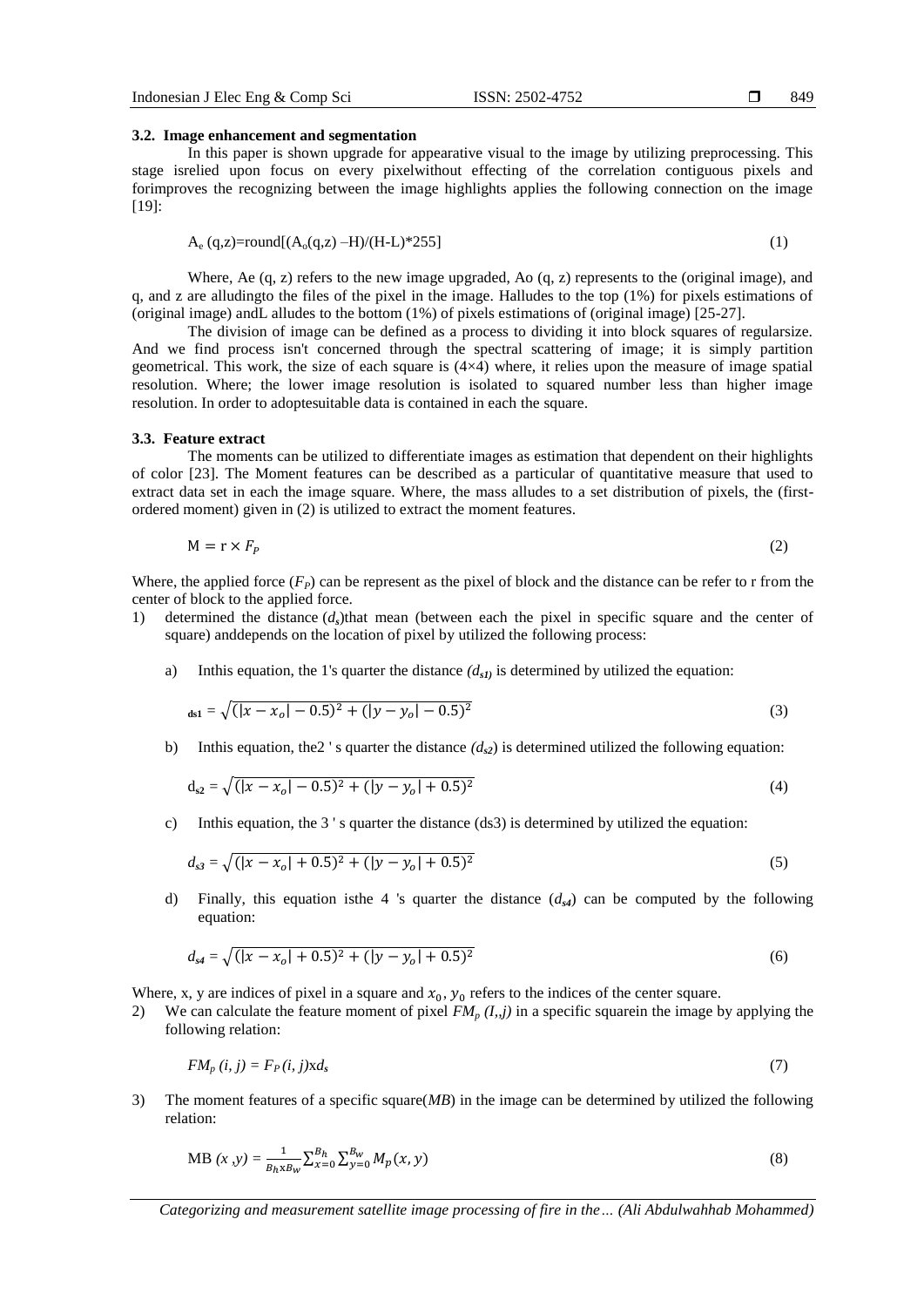### 3.2. Image enhancement and segmentation

In this paper is shown upgrade for appearative visual to the image by utilizing preprocessing. This stage isrelied upon focus on every pixelwithout effecting of the correlation contiguous pixels and forimproves the recognizing between the image highlights applies the following connection on the image [19]:

$$A_e (q,z)=\text{round}[(A_o(q,z) - H)/(H-L)*255] \tag{1}$$

Where, Ae (q, z) refers to the new image upgraded, Ao (q, z) represents to the (original image), and q, and z are alludingto the files of the pixel in the image. Halludes to the top (1%) for pixels estimations of (original image) andL alludes to the bottom (1%) of pixels estimations of (original image) [25-27].

The division of image can be defined as a process to dividing it into block squares of regularsize. And we find process isn't concerned through the spectral scattering of image; it is simply partition geometrical. This work, the size of each square is (4×4) where, it relies upon the measure of image spatial resolution. Where; the lower image resolution is isolated to squared number less than higher image resolution. In order to adoptesuitable data is contained in each the square.

### 3.3. Feature extract

The moments can be utilized to differentiate images as estimation that dependent on their highlights of color [23]. The Moment features can be described as a particular of quantitative measure that used to extract data set in each the image square. Where, the mass alludes to a set distribution of pixels, the (first-ordered moment) given in (2) is utilized to extract the moment features.

$$M = r \times F_P \tag{2}$$

Where, the applied force ($F_P$) can be represent as the pixel of block and the distance can be refer to r from the center of block to the applied force.

1) determined the distance ($d_s$)that mean (between each the pixel in specific square and the center of square) anddepends on the location of pixel by utilized the following process:

    a) Inthis equation, the 1's quarter the distance ($d_{s1}$) is determined by utilized the equation:

    $$d_{s1} = \sqrt{(|x - x_o| - 0.5)^2 + (|y - y_o| - 0.5)^2} \tag{3}$$

    b) Inthis equation, the2 ' s quarter the distance ($d_{s2}$) is determined utilized the following equation:

    $$d_{s2} = \sqrt{(|x - x_o| - 0.5)^2 + (|y - y_o| + 0.5)^2} \tag{4}$$

    c) Inthis equation, the 3 ' s quarter the distance (ds3) is determined by utilized the equation:

    $$d_{s3} = \sqrt{(|x - x_o| + 0.5)^2 + (|y - y_o| + 0.5)^2} \tag{5}$$

    d) Finally, this equation isthe 4 's quarter the distance ($d_{s4}$) can be computed by the following equation:

    $$d_{s4} = \sqrt{(|x - x_o| + 0.5)^2 + (|y - y_o| + 0.5)^2} \tag{6}$$

Where, x, y are indices of pixel in a square and $x_0, y_0$ refers to the indices of the center square.

2) We can calculate the feature moment of pixel $FM_p$ *(I,,j)* in a specific squarein the image by applying the following relation:

    $$FM_p (i, j) = F_P (i, j) \text{x} d_s \tag{7}$$

3) The moment features of a specific square(*MB*) in the image can be determined by utilized the following relation:

    $$\text{MB} (x ,y) = \frac{1}{B_h \text{x} B_w} \sum_{x=0}^{B_h} \sum_{y=0}^{B_w} M_p(x, y) \tag{8}$$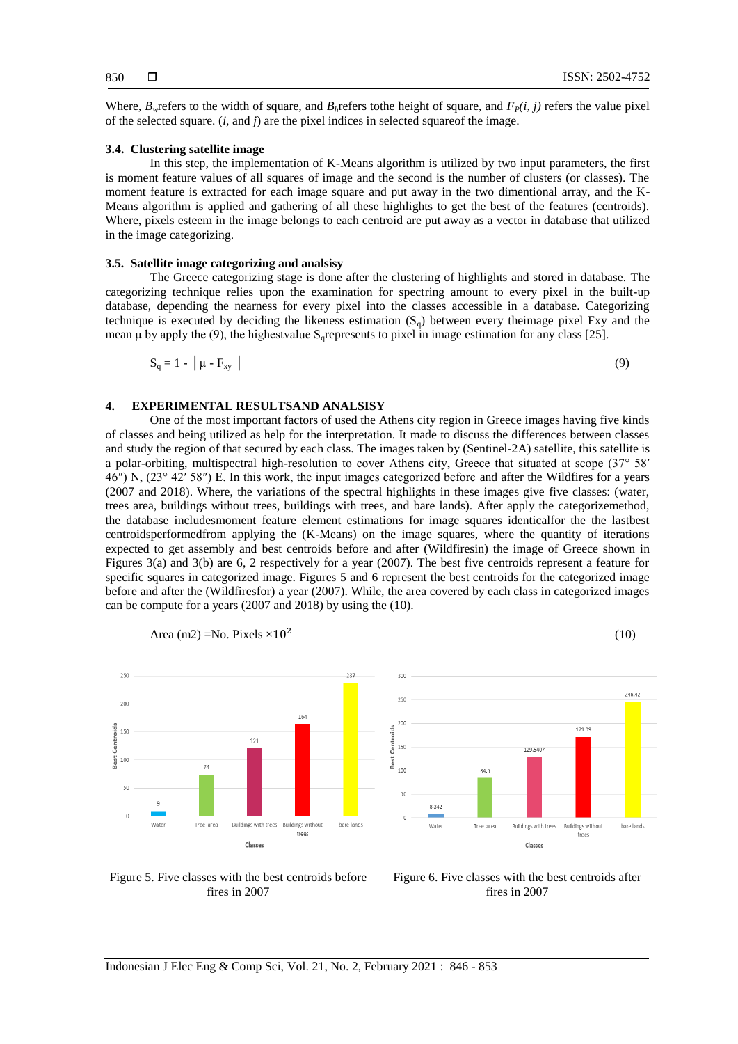Where, $B_w$refers to the width of square, and $B_h$refers tothe height of square, and $F_P(i, j)$ refers the value pixel of the selected square. ($i$, and $j$) are the pixel indices in selected squareof the image.

### 3.4. Clustering satellite image

In this step, the implementation of K-Means algorithm is utilized by two input parameters, the first is moment feature values of all squares of image and the second is the number of clusters (or classes). The moment feature is extracted for each image square and put away in the two dimentional array, and the K-Means algorithm is applied and gathering of all these highlights to get the best of the features (centroids). Where, pixels esteem in the image belongs to each centroid are put away as a vector in database that utilized in the image categorizing.

### 3.5. Satellite image categorizing and analsisy

The Greece categorizing stage is done after the clustering of highlights and stored in database. The categorizing technique relies upon the examination for spectring amount to every pixel in the built-up database, depending the nearness for every pixel into the classes accessible in a database. Categorizing technique is executed by deciding the likeness estimation ($S_q$) between every theimage pixel Fxy and the mean μ by apply the (9), the highestvalue $S_q$represents to pixel in image estimation for any class [25].

$$S_q = 1 - \left| \mu - F_{xy} \right| \tag{9}$$

## 4. EXPERIMENTAL RESULTSAND ANALSISY

One of the most important factors of used the Athens city region in Greece images having five kinds of classes and being utilized as help for the interpretation. It made to discuss the differences between classes and study the region of that secured by each class. The images taken by (Sentinel-2A) satellite, this satellite is a polar-orbiting, multispectral high-resolution to cover Athens city, Greece that situated at scope (37° 58′ 46″) N, (23° 42′ 58″) E. In this work, the input images categorized before and after the Wildfires for a years (2007 and 2018). Where, the variations of the spectral highlights in these images give five classes: (water, trees area, buildings without trees, buildings with trees, and bare lands). After apply the categorizemethod, the database includesmoment feature element estimations for image squares identicalfor the the lastbest centroidsperformedfrom applying the (K-Means) on the image squares, where the quantity of iterations expected to get assembly and best centroids before and after (Wildfiresin) the image of Greece shown in Figures 3(a) and 3(b) are 6, 2 respectively for a year (2007). The best five centroids represent a feature for specific squares in categorized image. Figures 5 and 6 represent the best centroids for the categorized image before and after the (Wildfiresfor) a year (2007). While, the area covered by each class in categorized images can be compute for a years (2007 and 2018) by using the (10).

$$\text{Area (m2)} = \text{No. Pixels} \times 10^2 \tag{10}$$

Figure 5. Five classes with the best centroids before fires in 2007

Figure 6. Five classes with the best centroids after fires in 2007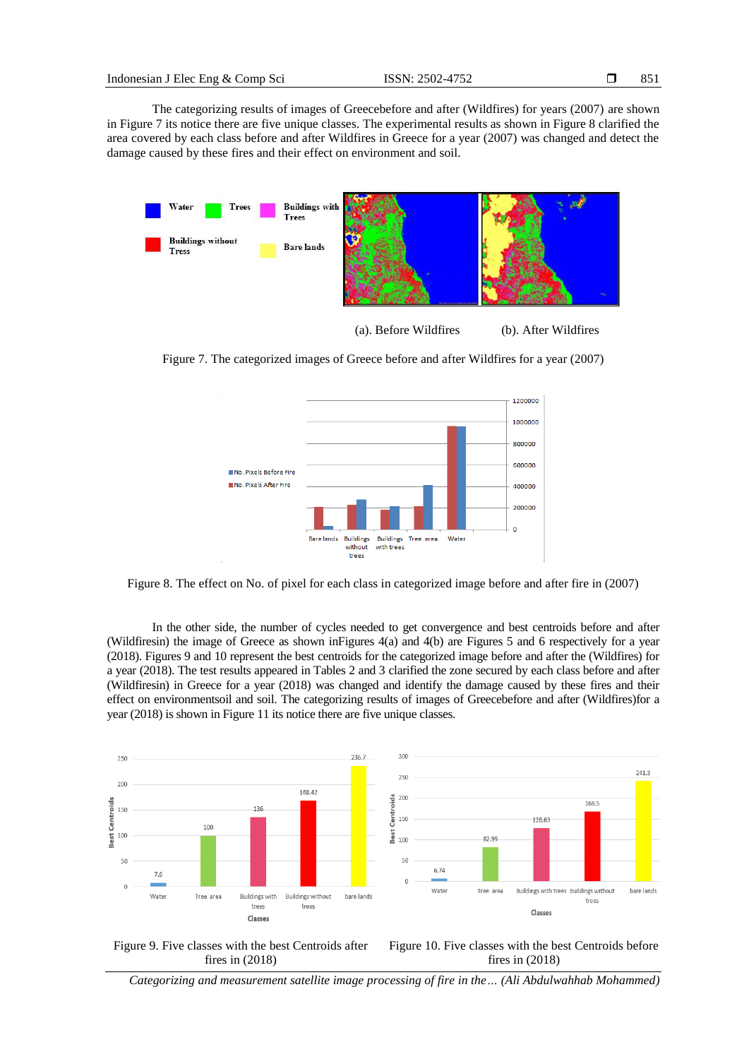The categorizing results of images of Greecebefore and after (Wildfires) for years (2007) are shown in Figure 7 its notice there are five unique classes. The experimental results as shown in Figure 8 clarified the area covered by each class before and after Wildfires in Greece for a year (2007) was changed and detect the damage caused by these fires and their effect on environment and soil.

(a). Before Wildfires (b). After Wildfires

Figure 7. The categorized images of Greece before and after Wildfires for a year (2007)

Figure 8. The effect on No. of pixel for each class in categorized image before and after fire in (2007)

In the other side, the number of cycles needed to get convergence and best centroids before and after (Wildfiresin) the image of Greece as shown inFigures 4(a) and 4(b) are Figures 5 and 6 respectively for a year (2018). Figures 9 and 10 represent the best centroids for the categorized image before and after the (Wildfires) for a year (2018). The test results appeared in Tables 2 and 3 clarified the zone secured by each class before and after (Wildfiresin) in Greece for a year (2018) was changed and identify the damage caused by these fires and their effect on environmentsoil and soil. The categorizing results of images of Greecebefore and after (Wildfires)for a year (2018) is shown in Figure 11 its notice there are five unique classes.

Figure 9. Five classes with the best Centroids after fires in (2018)

Figure 10. Five classes with the best Centroids before fires in (2018)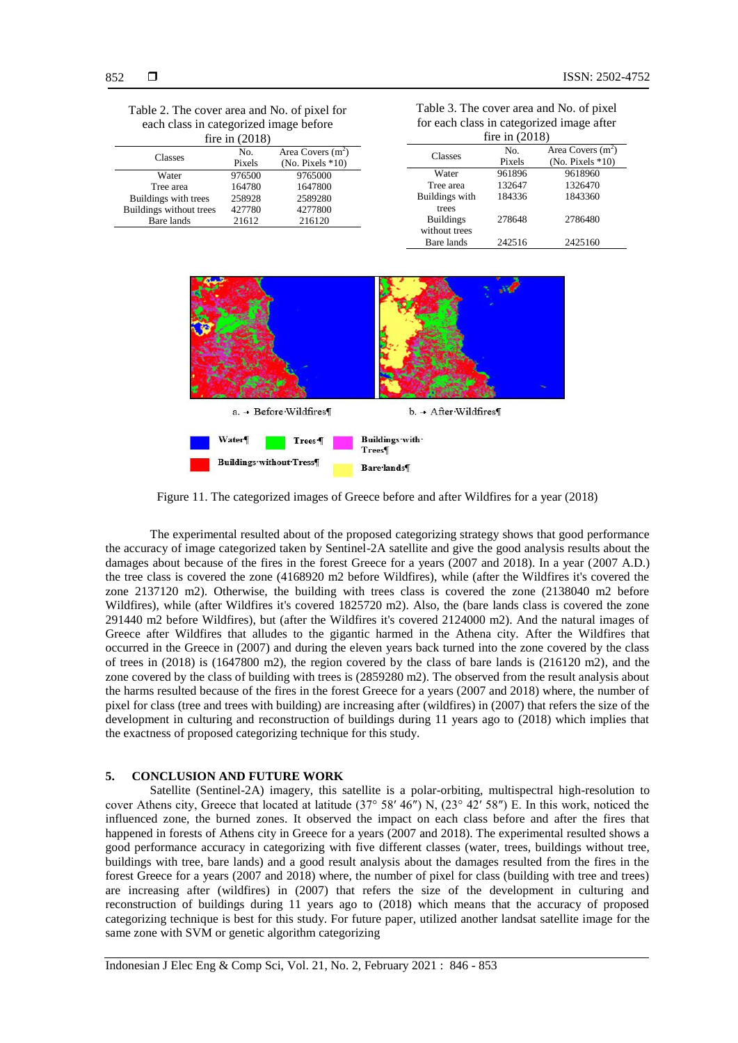Table 2. The cover area and No. of pixel for each class in categorized image before fire in (2018)

| Classes | No. Pixels | Area Covers ($m^2$) (No. Pixels *10) |
|---|---|---|
| Water | 976500 | 9765000 |
| Tree area | 164780 | 1647800 |
| Buildings with trees | 258928 | 2589280 |
| Buildings without trees | 427780 | 4277800 |
| Bare lands | 21612 | 216120 |

Table 3. The cover area and No. of pixel for each class in categorized image after fire in (2018)

| Classes | No. Pixels | Area Covers ($m^2$) (No. Pixels *10) |
|---|---|---|
| Water | 961896 | 9618960 |
| Tree area | 132647 | 1326470 |
| Buildings with trees | 184336 | 1843360 |
| Buildings without trees | 278648 | 2786480 |
| Bare lands | 242516 | 2425160 |

a. Before Wildfires b. After Wildfires

Water, Trees, Buildings with Trees, Buildings without Tress, Bare lands

Figure 11. The categorized images of Greece before and after Wildfires for a year (2018)

The experimental resulted about of the proposed categorizing strategy shows that good performance the accuracy of image categorized taken by Sentinel-2A satellite and give the good analysis results about the damages about because of the fires in the forest Greece for a years (2007 and 2018). In a year (2007 A.D.) the tree class is covered the zone (4168920 m2 before Wildfires), while (after the Wildfires it's covered the zone 2137120 m2). Otherwise, the building with trees class is covered the zone (2138040 m2 before Wildfires), while (after Wildfires it's covered 1825720 m2). Also, the (bare lands class is covered the zone 291440 m2 before Wildfires), but (after the Wildfires it's covered 2124000 m2). And the natural images of Greece after Wildfires that alludes to the gigantic harmed in the Athena city. After the Wildfires that occurred in the Greece in (2007) and during the eleven years back turned into the zone covered by the class of trees in (2018) is (1647800 m2), the region covered by the class of bare lands is (216120 m2), and the zone covered by the class of building with trees is (2859280 m2). The observed from the result analysis about the harms resulted because of the fires in the forest Greece for a years (2007 and 2018) where, the number of pixel for class (tree and trees with building) are increasing after (wildfires) in (2007) that refers the size of the development in culturing and reconstruction of buildings during 11 years ago to (2018) which implies that the exactness of proposed categorizing technique for this study.

## 5. CONCLUSION AND FUTURE WORK

Satellite (Sentinel-2A) imagery, this satellite is a polar-orbiting, multispectral high-resolution to cover Athens city, Greece that located at latitude (37° 58′ 46″) N, (23° 42′ 58″) E. In this work, noticed the influenced zone, the burned zones. It observed the impact on each class before and after the fires that happened in forests of Athens city in Greece for a years (2007 and 2018). The experimental resulted shows a good performance accuracy in categorizing with five different classes (water, trees, buildings without tree, buildings with tree, bare lands) and a good result analysis about the damages resulted from the fires in the forest Greece for a years (2007 and 2018) where, the number of pixel for class (building with tree and trees) are increasing after (wildfires) in (2007) that refers the size of the development in culturing and reconstruction of buildings during 11 years ago to (2018) which means that the accuracy of proposed categorizing technique is best for this study. For future paper, utilized another landsat satellite image for the same zone with SVM or genetic algorithm categorizing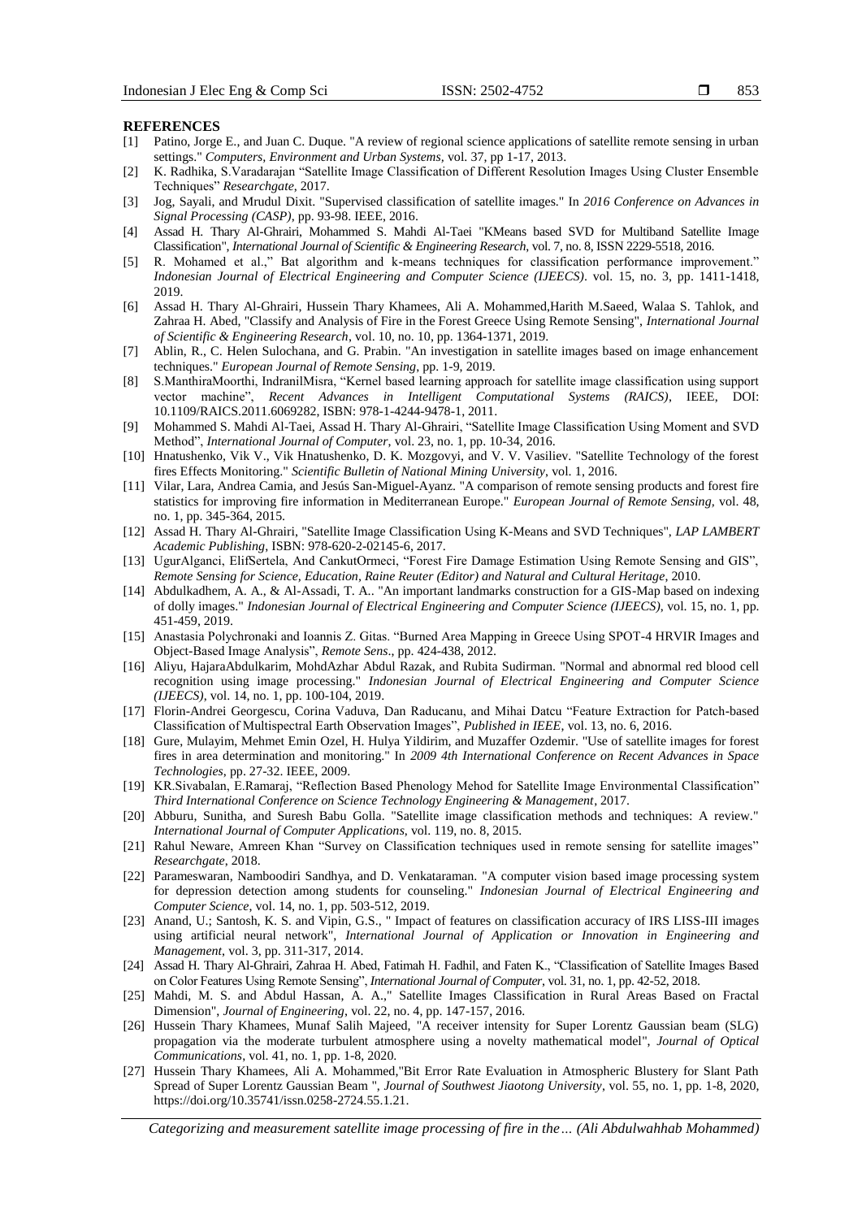## REFERENCES

[1] Patino, Jorge E., and Juan C. Duque. "A review of regional science applications of satellite remote sensing in urban settings." *Computers, Environment and Urban Systems*, vol. 37, pp 1-17, 2013.

[2] K. Radhika, S.Varadarajan "Satellite Image Classification of Different Resolution Images Using Cluster Ensemble Techniques" *Researchgate*, 2017.

[3] Jog, Sayali, and Mrudul Dixit. "Supervised classification of satellite images." In *2016 Conference on Advances in Signal Processing (CASP)*, pp. 93-98. IEEE, 2016.

[4] Assad H. Thary Al-Ghrairi, Mohammed S. Mahdi Al-Taei "KMeans based SVD for Multiband Satellite Image Classification", *International Journal of Scientific & Engineering Research*, vol. 7, no. 8, ISSN 2229-5518, 2016.

[5] R. Mohamed et al.," Bat algorithm and k-means techniques for classification performance improvement." *Indonesian Journal of Electrical Engineering and Computer Science (IJEECS)*. vol. 15, no. 3, pp. 1411-1418, 2019.

[6] Assad H. Thary Al-Ghrairi, Hussein Thary Khamees, Ali A. Mohammed,Harith M.Saeed, Walaa S. Tahlok, and Zahraa H. Abed, "Classify and Analysis of Fire in the Forest Greece Using Remote Sensing", *International Journal of Scientific & Engineering Research*, vol. 10, no. 10, pp. 1364-1371, 2019.

[7] Ablin, R., C. Helen Sulochana, and G. Prabin. "An investigation in satellite images based on image enhancement techniques." *European Journal of Remote Sensing*, pp. 1-9, 2019.

[8] S.ManthiraMoorthi, IndranilMisra, "Kernel based learning approach for satellite image classification using support vector machine", *Recent Advances in Intelligent Computational Systems (RAICS)*, IEEE, DOI: 10.1109/RAICS.2011.6069282, ISBN: 978-1-4244-9478-1, 2011.

[9] Mohammed S. Mahdi Al-Taei, Assad H. Thary Al-Ghrairi, "Satellite Image Classification Using Moment and SVD Method", *International Journal of Computer*, vol. 23, no. 1, pp. 10-34, 2016.

[10] Hnatushenko, Vik V., Vik Hnatushenko, D. K. Mozgovyi, and V. V. Vasiliev. "Satellite Technology of the forest fires Effects Monitoring." *Scientific Bulletin of National Mining University*, vol. 1, 2016.

[11] Vilar, Lara, Andrea Camia, and Jesús San-Miguel-Ayanz. "A comparison of remote sensing products and forest fire statistics for improving fire information in Mediterranean Europe." *European Journal of Remote Sensing*, vol. 48, no. 1, pp. 345-364, 2015.

[12] Assad H. Thary Al-Ghrairi, "Satellite Image Classification Using K-Means and SVD Techniques", *LAP LAMBERT Academic Publishing*, ISBN: 978-620-2-02145-6, 2017.

[13] UgurAlganci, ElifSertela, And CankutOrmeci, "Forest Fire Damage Estimation Using Remote Sensing and GIS", *Remote Sensing for Science, Education, Raine Reuter (Editor) and Natural and Cultural Heritage*, 2010.

[14] Abdulkadhem, A. A., & Al-Assadi, T. A.. "An important landmarks construction for a GIS-Map based on indexing of dolly images." *Indonesian Journal of Electrical Engineering and Computer Science (IJEECS)*, vol. 15, no. 1, pp. 451-459, 2019.

[15] Anastasia Polychronaki and Ioannis Z. Gitas. "Burned Area Mapping in Greece Using SPOT-4 HRVIR Images and Object-Based Image Analysis", *Remote Sens*., pp. 424-438, 2012.

[16] Aliyu, HajaraAbdulkarim, MohdAzhar Abdul Razak, and Rubita Sudirman. "Normal and abnormal red blood cell recognition using image processing." *Indonesian Journal of Electrical Engineering and Computer Science (IJEECS)*, vol. 14, no. 1, pp. 100-104, 2019.

[17] Florin-Andrei Georgescu, Corina Vaduva, Dan Raducanu, and Mihai Datcu "Feature Extraction for Patch-based Classification of Multispectral Earth Observation Images", *Published in IEEE*, vol. 13, no. 6, 2016.

[18] Gure, Mulayim, Mehmet Emin Ozel, H. Hulya Yildirim, and Muzaffer Ozdemir. "Use of satellite images for forest fires in area determination and monitoring." In *2009 4th International Conference on Recent Advances in Space Technologies*, pp. 27-32. IEEE, 2009.

[19] KR.Sivabalan, E.Ramaraj, "Reflection Based Phenology Mehod for Satellite Image Environmental Classification" *Third International Conference on Science Technology Engineering & Management*, 2017.

[20] Abburu, Sunitha, and Suresh Babu Golla. "Satellite image classification methods and techniques: A review." *International Journal of Computer Applications*, vol. 119, no. 8, 2015.

[21] Rahul Neware, Amreen Khan "Survey on Classification techniques used in remote sensing for satellite images" *Researchgate*, 2018.

[22] Parameswaran, Namboodiri Sandhya, and D. Venkataraman. "A computer vision based image processing system for depression detection among students for counseling." *Indonesian Journal of Electrical Engineering and Computer Science*, vol. 14, no. 1, pp. 503-512, 2019.

[23] Anand, U.; Santosh, K. S. and Vipin, G.S., " Impact of features on classification accuracy of IRS LISS-III images using artificial neural network", *International Journal of Application or Innovation in Engineering and Management*, vol. 3, pp. 311-317, 2014.

[24] Assad H. Thary Al-Ghrairi, Zahraa H. Abed, Fatimah H. Fadhil, and Faten K., "Classification of Satellite Images Based on Color Features Using Remote Sensing", *International Journal of Computer*, vol. 31, no. 1, pp. 42-52, 2018.

[25] Mahdi, M. S. and Abdul Hassan, A. A.," Satellite Images Classification in Rural Areas Based on Fractal Dimension", *Journal of Engineering*, vol. 22, no. 4, pp. 147-157, 2016.

[26] Hussein Thary Khamees, Munaf Salih Majeed, "A receiver intensity for Super Lorentz Gaussian beam (SLG) propagation via the moderate turbulent atmosphere using a novelty mathematical model", *Journal of Optical Communications*, vol. 41, no. 1, pp. 1-8, 2020.

[27] Hussein Thary Khamees, Ali A. Mohammed,"Bit Error Rate Evaluation in Atmospheric Blustery for Slant Path Spread of Super Lorentz Gaussian Beam ", *Journal of Southwest Jiaotong University*, vol. 55, no. 1, pp. 1-8, 2020, https://doi.org/10.35741/issn.0258-2724.55.1.21.